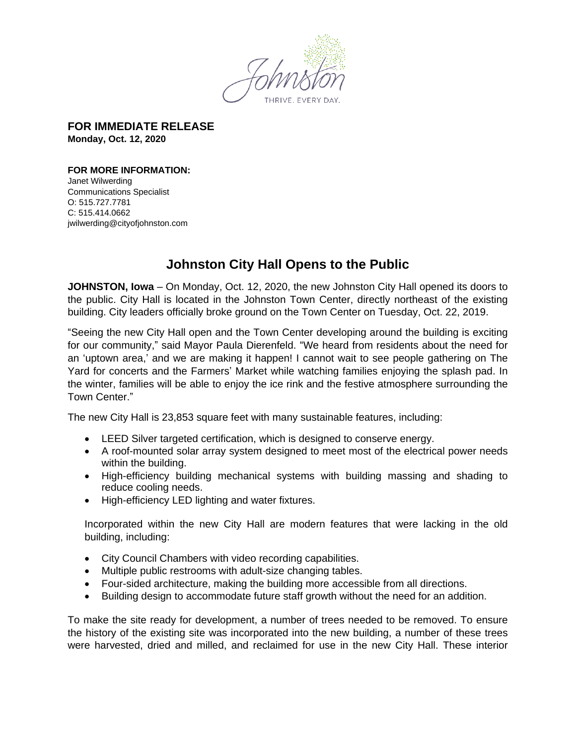Johnston

THRIVE. EVERY DAY.

**FOR IMMEDIATE RELEASE**
**Monday, Oct. 12, 2020**

**FOR MORE INFORMATION:**
Janet Wilwerding
Communications Specialist
O: 515.727.7781
C: 515.414.0662
jwilwerding@cityofjohnston.com

# Johnston City Hall Opens to the Public

**JOHNSTON, Iowa** – On Monday, Oct. 12, 2020, the new Johnston City Hall opened its doors to the public. City Hall is located in the Johnston Town Center, directly northeast of the existing building. City leaders officially broke ground on the Town Center on Tuesday, Oct. 22, 2019.

"Seeing the new City Hall open and the Town Center developing around the building is exciting for our community," said Mayor Paula Dierenfeld. "We heard from residents about the need for an 'uptown area,' and we are making it happen! I cannot wait to see people gathering on The Yard for concerts and the Farmers' Market while watching families enjoying the splash pad. In the winter, families will be able to enjoy the ice rink and the festive atmosphere surrounding the Town Center."

The new City Hall is 23,853 square feet with many sustainable features, including:

- LEED Silver targeted certification, which is designed to conserve energy.
- A roof-mounted solar array system designed to meet most of the electrical power needs within the building.
- High-efficiency building mechanical systems with building massing and shading to reduce cooling needs.
- High-efficiency LED lighting and water fixtures.

Incorporated within the new City Hall are modern features that were lacking in the old building, including:

- City Council Chambers with video recording capabilities.
- Multiple public restrooms with adult-size changing tables.
- Four-sided architecture, making the building more accessible from all directions.
- Building design to accommodate future staff growth without the need for an addition.

To make the site ready for development, a number of trees needed to be removed. To ensure the history of the existing site was incorporated into the new building, a number of these trees were harvested, dried and milled, and reclaimed for use in the new City Hall. These interior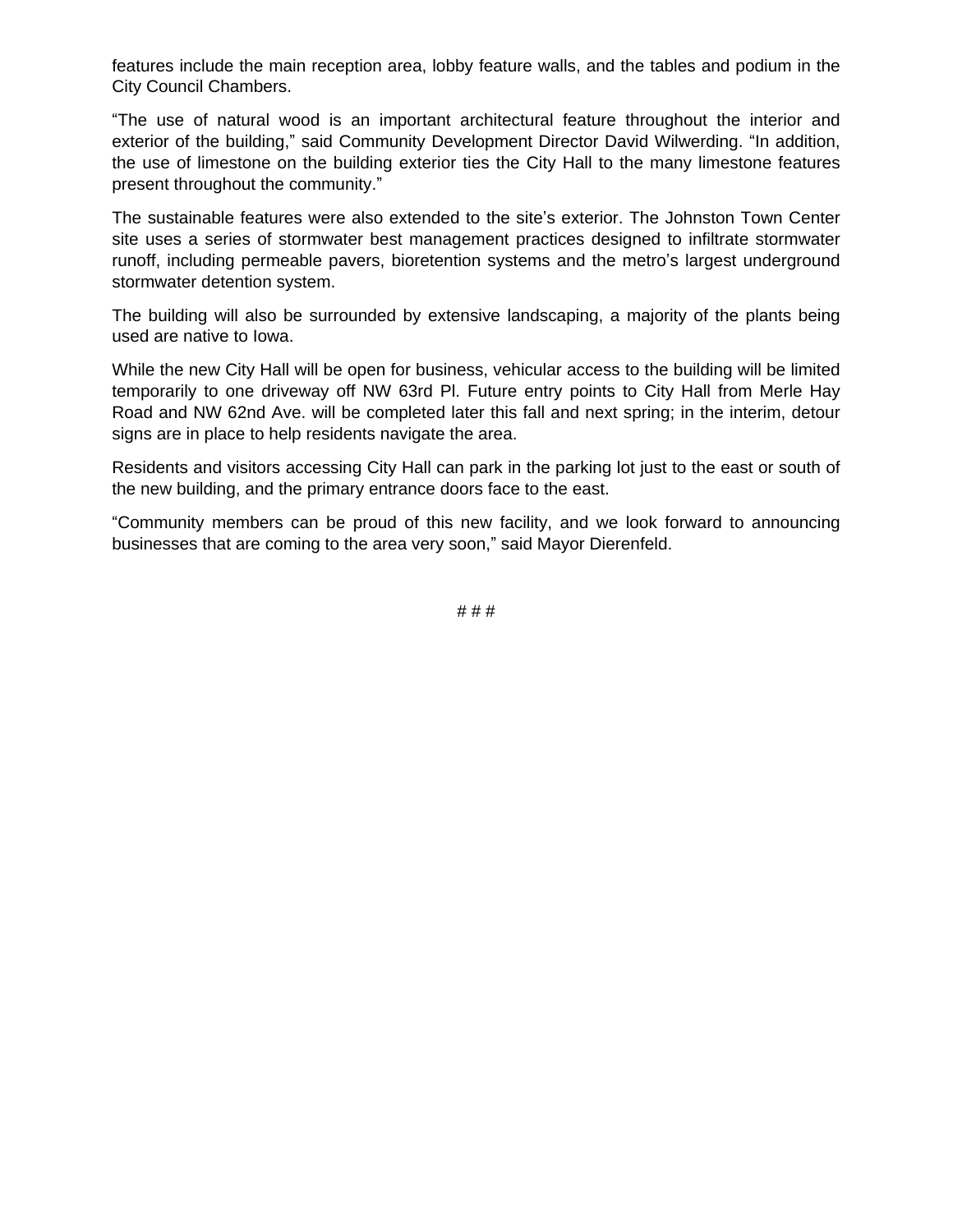features include the main reception area, lobby feature walls, and the tables and podium in the City Council Chambers.

“The use of natural wood is an important architectural feature throughout the interior and exterior of the building,” said Community Development Director David Wilwerding. “In addition, the use of limestone on the building exterior ties the City Hall to the many limestone features present throughout the community.”

The sustainable features were also extended to the site’s exterior. The Johnston Town Center site uses a series of stormwater best management practices designed to infiltrate stormwater runoff, including permeable pavers, bioretention systems and the metro’s largest underground stormwater detention system.

The building will also be surrounded by extensive landscaping, a majority of the plants being used are native to Iowa.

While the new City Hall will be open for business, vehicular access to the building will be limited temporarily to one driveway off NW 63rd Pl. Future entry points to City Hall from Merle Hay Road and NW 62nd Ave. will be completed later this fall and next spring; in the interim, detour signs are in place to help residents navigate the area.

Residents and visitors accessing City Hall can park in the parking lot just to the east or south of the new building, and the primary entrance doors face to the east.

“Community members can be proud of this new facility, and we look forward to announcing businesses that are coming to the area very soon,” said Mayor Dierenfeld.

# # #